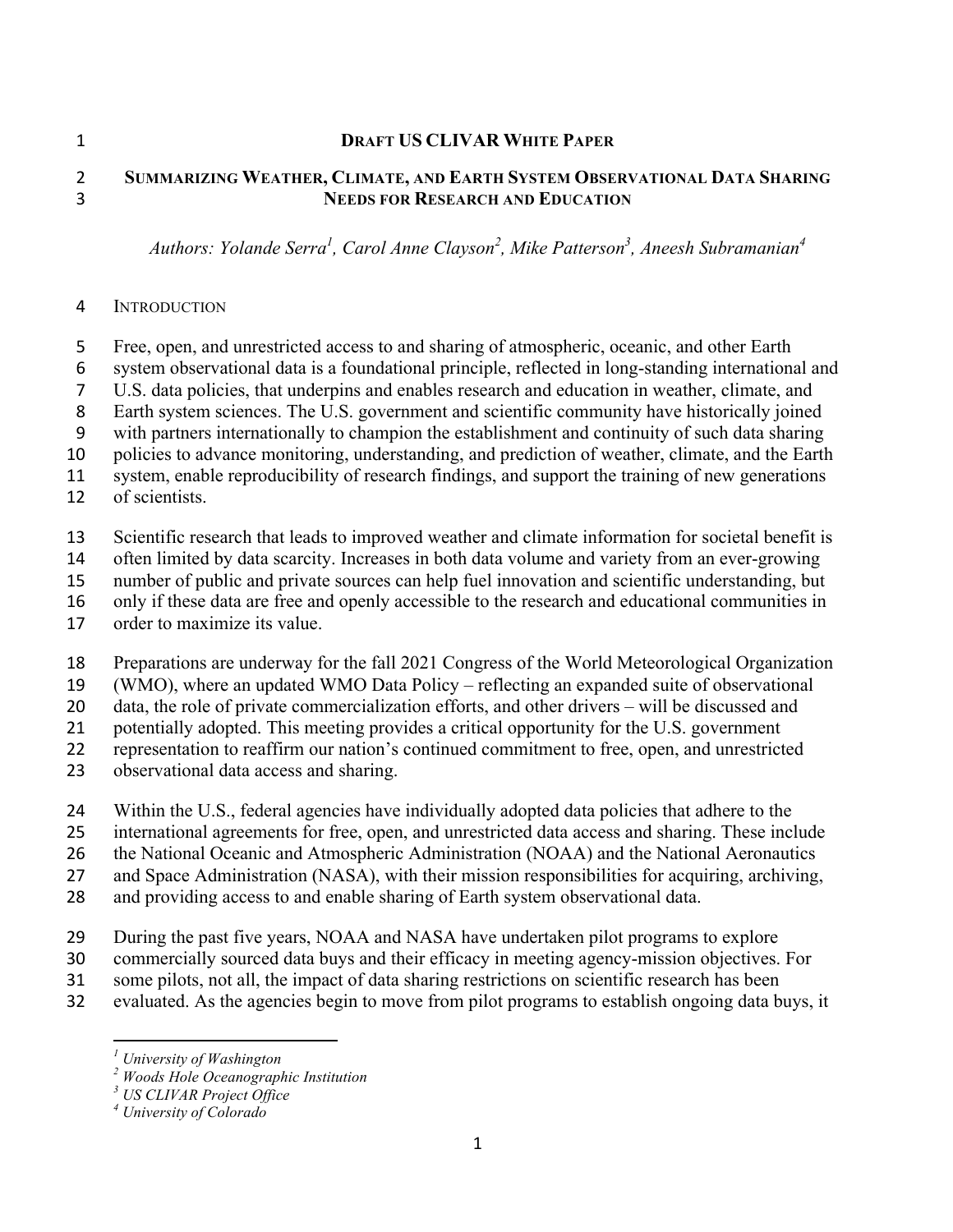# DRAFT US CLIVAR WHITE PAPER

## SUMMARIZING WEATHER, CLIMATE, AND EARTH SYSTEM OBSERVATIONAL DATA SHARING NEEDS FOR RESEARCH AND EDUCATION

*Authors: Yolande Serra[1], Carol Anne Clayson[2], Mike Patterson[3], Aneesh Subramanian[4]*

### INTRODUCTION

Free, open, and unrestricted access to and sharing of atmospheric, oceanic, and other Earth system observational data is a foundational principle, reflected in long-standing international and U.S. data policies, that underpins and enables research and education in weather, climate, and Earth system sciences. The U.S. government and scientific community have historically joined with partners internationally to champion the establishment and continuity of such data sharing policies to advance monitoring, understanding, and prediction of weather, climate, and the Earth system, enable reproducibility of research findings, and support the training of new generations of scientists.

Scientific research that leads to improved weather and climate information for societal benefit is often limited by data scarcity. Increases in both data volume and variety from an ever-growing number of public and private sources can help fuel innovation and scientific understanding, but only if these data are free and openly accessible to the research and educational communities in order to maximize its value.

Preparations are underway for the fall 2021 Congress of the World Meteorological Organization (WMO), where an updated WMO Data Policy – reflecting an expanded suite of observational data, the role of private commercialization efforts, and other drivers – will be discussed and potentially adopted. This meeting provides a critical opportunity for the U.S. government representation to reaffirm our nation's continued commitment to free, open, and unrestricted observational data access and sharing.

Within the U.S., federal agencies have individually adopted data policies that adhere to the international agreements for free, open, and unrestricted data access and sharing. These include the National Oceanic and Atmospheric Administration (NOAA) and the National Aeronautics and Space Administration (NASA), with their mission responsibilities for acquiring, archiving, and providing access to and enable sharing of Earth system observational data.

During the past five years, NOAA and NASA have undertaken pilot programs to explore commercially sourced data buys and their efficacy in meeting agency-mission objectives. For some pilots, not all, the impact of data sharing restrictions on scientific research has been evaluated. As the agencies begin to move from pilot programs to establish ongoing data buys, it

---

[1] *University of Washington*
[2] *Woods Hole Oceanographic Institution*
[3] *US CLIVAR Project Office*
[4] *University of Colorado*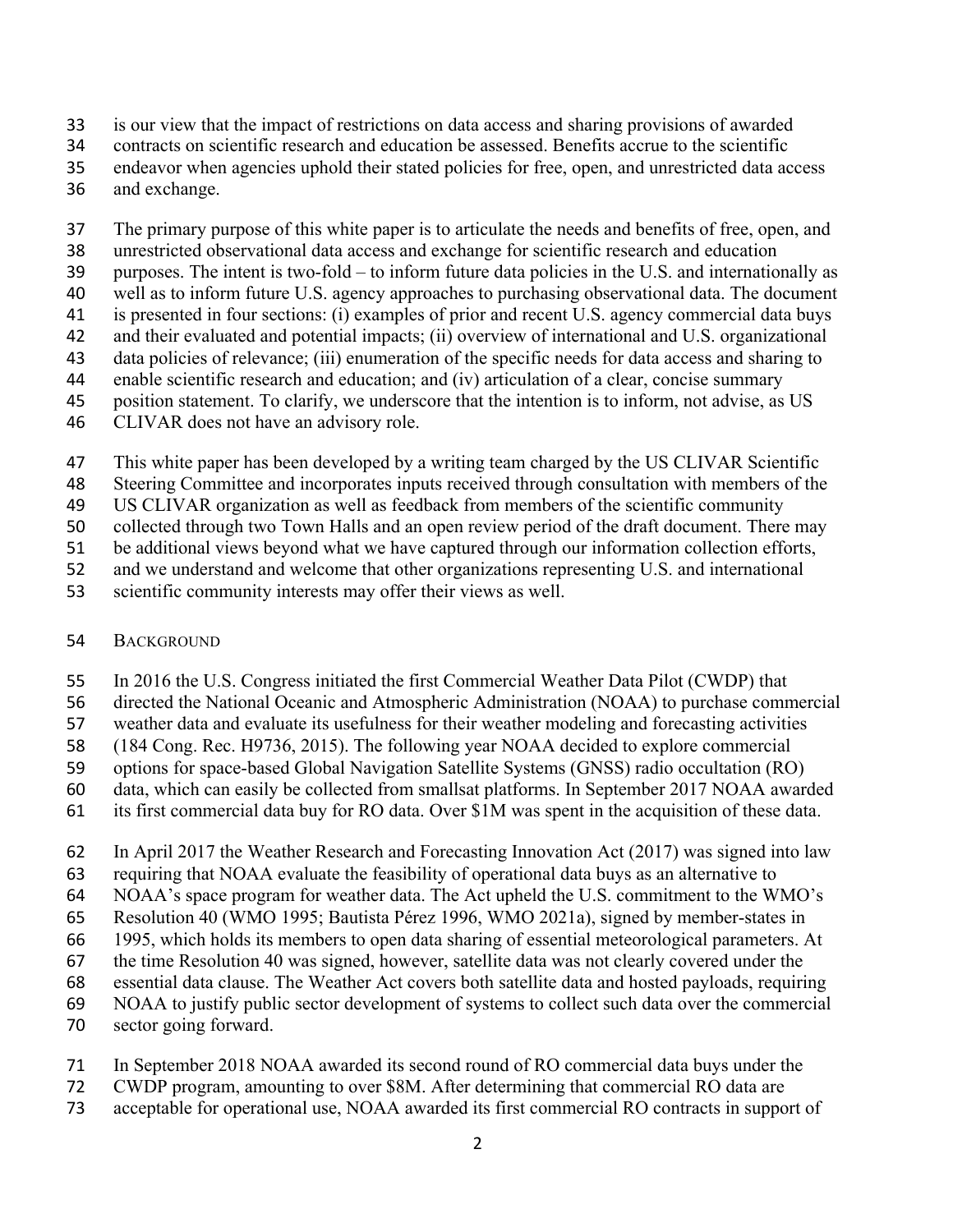is our view that the impact of restrictions on data access and sharing provisions of awarded contracts on scientific research and education be assessed. Benefits accrue to the scientific endeavor when agencies uphold their stated policies for free, open, and unrestricted data access and exchange.

The primary purpose of this white paper is to articulate the needs and benefits of free, open, and unrestricted observational data access and exchange for scientific research and education purposes. The intent is two-fold – to inform future data policies in the U.S. and internationally as well as to inform future U.S. agency approaches to purchasing observational data. The document is presented in four sections: (i) examples of prior and recent U.S. agency commercial data buys and their evaluated and potential impacts; (ii) overview of international and U.S. organizational data policies of relevance; (iii) enumeration of the specific needs for data access and sharing to enable scientific research and education; and (iv) articulation of a clear, concise summary position statement. To clarify, we underscore that the intention is to inform, not advise, as US CLIVAR does not have an advisory role.

This white paper has been developed by a writing team charged by the US CLIVAR Scientific Steering Committee and incorporates inputs received through consultation with members of the US CLIVAR organization as well as feedback from members of the scientific community collected through two Town Halls and an open review period of the draft document. There may be additional views beyond what we have captured through our information collection efforts, and we understand and welcome that other organizations representing U.S. and international scientific community interests may offer their views as well.

## Background

In 2016 the U.S. Congress initiated the first Commercial Weather Data Pilot (CWDP) that directed the National Oceanic and Atmospheric Administration (NOAA) to purchase commercial weather data and evaluate its usefulness for their weather modeling and forecasting activities (184 Cong. Rec. H9736, 2015). The following year NOAA decided to explore commercial options for space-based Global Navigation Satellite Systems (GNSS) radio occultation (RO) data, which can easily be collected from smallsat platforms. In September 2017 NOAA awarded its first commercial data buy for RO data. Over $1M was spent in the acquisition of these data.

In April 2017 the Weather Research and Forecasting Innovation Act (2017) was signed into law requiring that NOAA evaluate the feasibility of operational data buys as an alternative to NOAA's space program for weather data. The Act upheld the U.S. commitment to the WMO's Resolution 40 (WMO 1995; Bautista Pérez 1996, WMO 2021a), signed by member-states in 1995, which holds its members to open data sharing of essential meteorological parameters. At the time Resolution 40 was signed, however, satellite data was not clearly covered under the essential data clause. The Weather Act covers both satellite data and hosted payloads, requiring NOAA to justify public sector development of systems to collect such data over the commercial sector going forward.

In September 2018 NOAA awarded its second round of RO commercial data buys under the CWDP program, amounting to over $8M. After determining that commercial RO data are acceptable for operational use, NOAA awarded its first commercial RO contracts in support of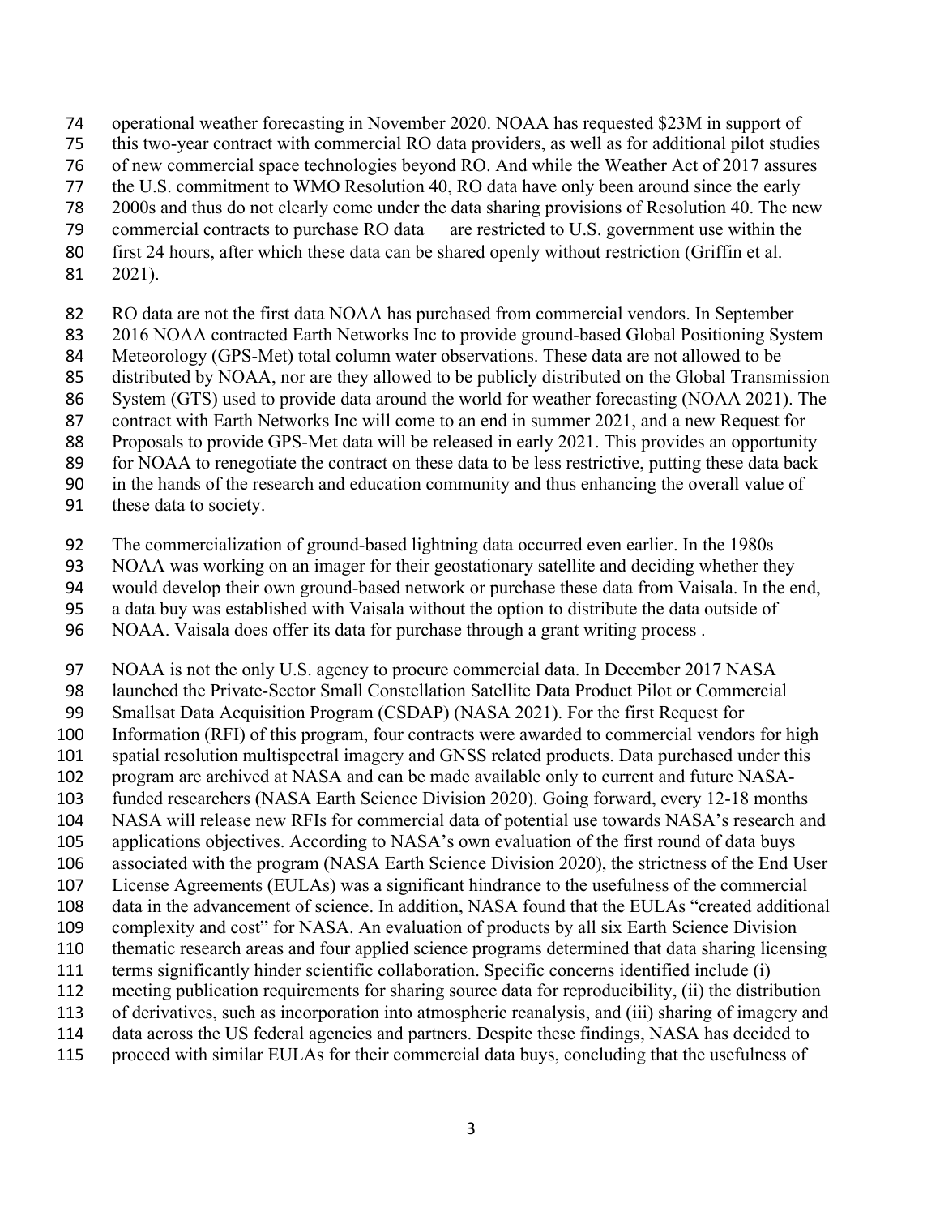operational weather forecasting in November 2020. NOAA has requested $23M in support of this two-year contract with commercial RO data providers, as well as for additional pilot studies of new commercial space technologies beyond RO. And while the Weather Act of 2017 assures the U.S. commitment to WMO Resolution 40, RO data have only been around since the early 2000s and thus do not clearly come under the data sharing provisions of Resolution 40. The new commercial contracts to purchase RO data are restricted to U.S. government use within the first 24 hours, after which these data can be shared openly without restriction (Griffin et al. 2021).

RO data are not the first data NOAA has purchased from commercial vendors. In September 2016 NOAA contracted Earth Networks Inc to provide ground-based Global Positioning System Meteorology (GPS-Met) total column water observations. These data are not allowed to be distributed by NOAA, nor are they allowed to be publicly distributed on the Global Transmission System (GTS) used to provide data around the world for weather forecasting (NOAA 2021). The contract with Earth Networks Inc will come to an end in summer 2021, and a new Request for Proposals to provide GPS-Met data will be released in early 2021. This provides an opportunity for NOAA to renegotiate the contract on these data to be less restrictive, putting these data back in the hands of the research and education community and thus enhancing the overall value of these data to society.

The commercialization of ground-based lightning data occurred even earlier. In the 1980s NOAA was working on an imager for their geostationary satellite and deciding whether they would develop their own ground-based network or purchase these data from Vaisala. In the end, a data buy was established with Vaisala without the option to distribute the data outside of NOAA. Vaisala does offer its data for purchase through a grant writing process .

NOAA is not the only U.S. agency to procure commercial data. In December 2017 NASA launched the Private-Sector Small Constellation Satellite Data Product Pilot or Commercial Smallsat Data Acquisition Program (CSDAP) (NASA 2021). For the first Request for Information (RFI) of this program, four contracts were awarded to commercial vendors for high spatial resolution multispectral imagery and GNSS related products. Data purchased under this program are archived at NASA and can be made available only to current and future NASA-funded researchers (NASA Earth Science Division 2020). Going forward, every 12-18 months NASA will release new RFIs for commercial data of potential use towards NASA's research and applications objectives. According to NASA's own evaluation of the first round of data buys associated with the program (NASA Earth Science Division 2020), the strictness of the End User License Agreements (EULAs) was a significant hindrance to the usefulness of the commercial data in the advancement of science. In addition, NASA found that the EULAs "created additional complexity and cost" for NASA. An evaluation of products by all six Earth Science Division thematic research areas and four applied science programs determined that data sharing licensing terms significantly hinder scientific collaboration. Specific concerns identified include (i) meeting publication requirements for sharing source data for reproducibility, (ii) the distribution of derivatives, such as incorporation into atmospheric reanalysis, and (iii) sharing of imagery and data across the US federal agencies and partners. Despite these findings, NASA has decided to proceed with similar EULAs for their commercial data buys, concluding that the usefulness of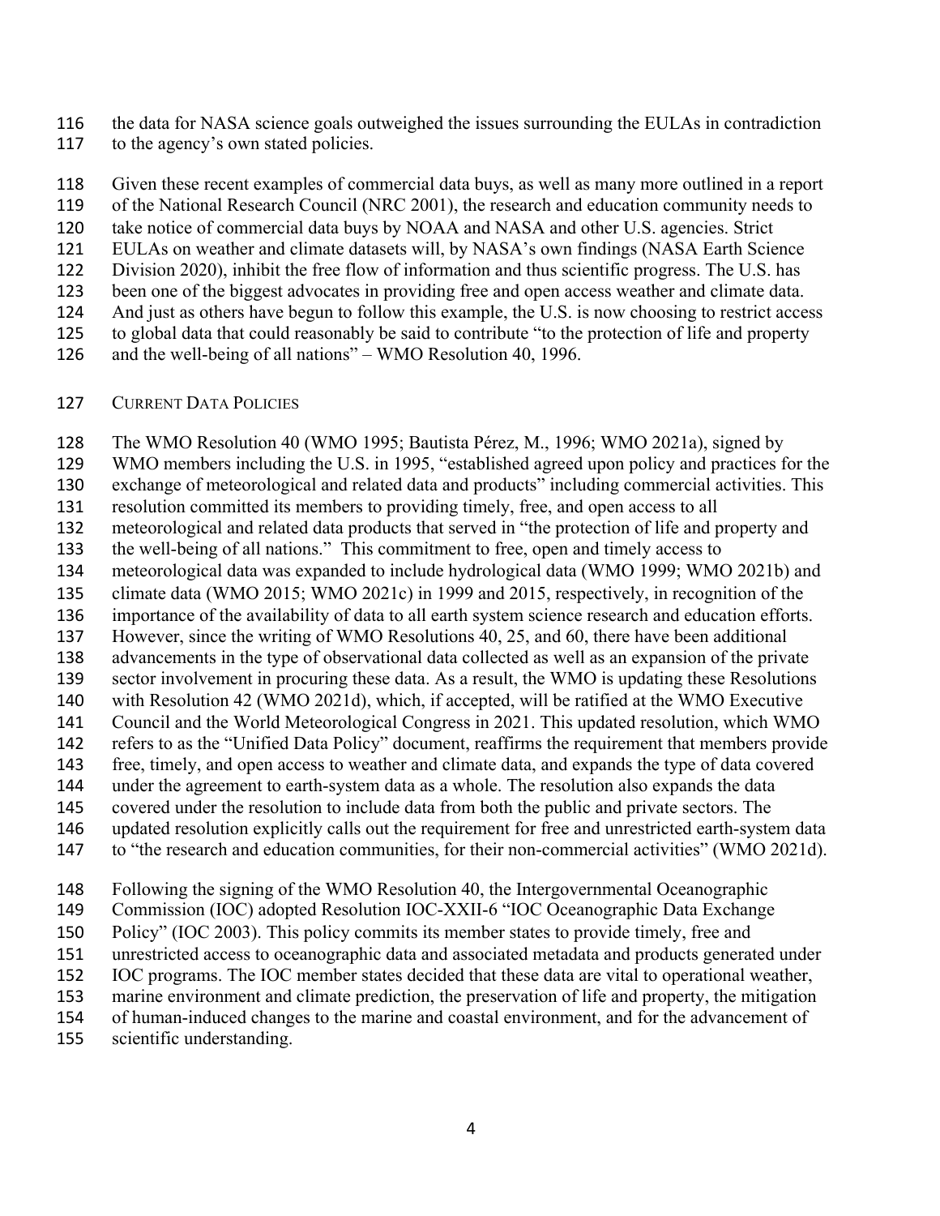the data for NASA science goals outweighed the issues surrounding the EULAs in contradiction to the agency's own stated policies.

Given these recent examples of commercial data buys, as well as many more outlined in a report of the National Research Council (NRC 2001), the research and education community needs to take notice of commercial data buys by NOAA and NASA and other U.S. agencies. Strict EULAs on weather and climate datasets will, by NASA's own findings (NASA Earth Science Division 2020), inhibit the free flow of information and thus scientific progress. The U.S. has been one of the biggest advocates in providing free and open access weather and climate data. And just as others have begun to follow this example, the U.S. is now choosing to restrict access to global data that could reasonably be said to contribute "to the protection of life and property and the well-being of all nations" – WMO Resolution 40, 1996.

## CURRENT DATA POLICIES

The WMO Resolution 40 (WMO 1995; Bautista Pérez, M., 1996; WMO 2021a), signed by WMO members including the U.S. in 1995, "established agreed upon policy and practices for the exchange of meteorological and related data and products" including commercial activities. This resolution committed its members to providing timely, free, and open access to all meteorological and related data products that served in "the protection of life and property and the well-being of all nations." This commitment to free, open and timely access to meteorological data was expanded to include hydrological data (WMO 1999; WMO 2021b) and climate data (WMO 2015; WMO 2021c) in 1999 and 2015, respectively, in recognition of the importance of the availability of data to all earth system science research and education efforts. However, since the writing of WMO Resolutions 40, 25, and 60, there have been additional advancements in the type of observational data collected as well as an expansion of the private sector involvement in procuring these data. As a result, the WMO is updating these Resolutions with Resolution 42 (WMO 2021d), which, if accepted, will be ratified at the WMO Executive Council and the World Meteorological Congress in 2021. This updated resolution, which WMO refers to as the "Unified Data Policy" document, reaffirms the requirement that members provide free, timely, and open access to weather and climate data, and expands the type of data covered under the agreement to earth-system data as a whole. The resolution also expands the data covered under the resolution to include data from both the public and private sectors. The updated resolution explicitly calls out the requirement for free and unrestricted earth-system data to "the research and education communities, for their non-commercial activities" (WMO 2021d).

Following the signing of the WMO Resolution 40, the Intergovernmental Oceanographic Commission (IOC) adopted Resolution IOC-XXII-6 "IOC Oceanographic Data Exchange Policy" (IOC 2003). This policy commits its member states to provide timely, free and unrestricted access to oceanographic data and associated metadata and products generated under IOC programs. The IOC member states decided that these data are vital to operational weather, marine environment and climate prediction, the preservation of life and property, the mitigation of human-induced changes to the marine and coastal environment, and for the advancement of scientific understanding.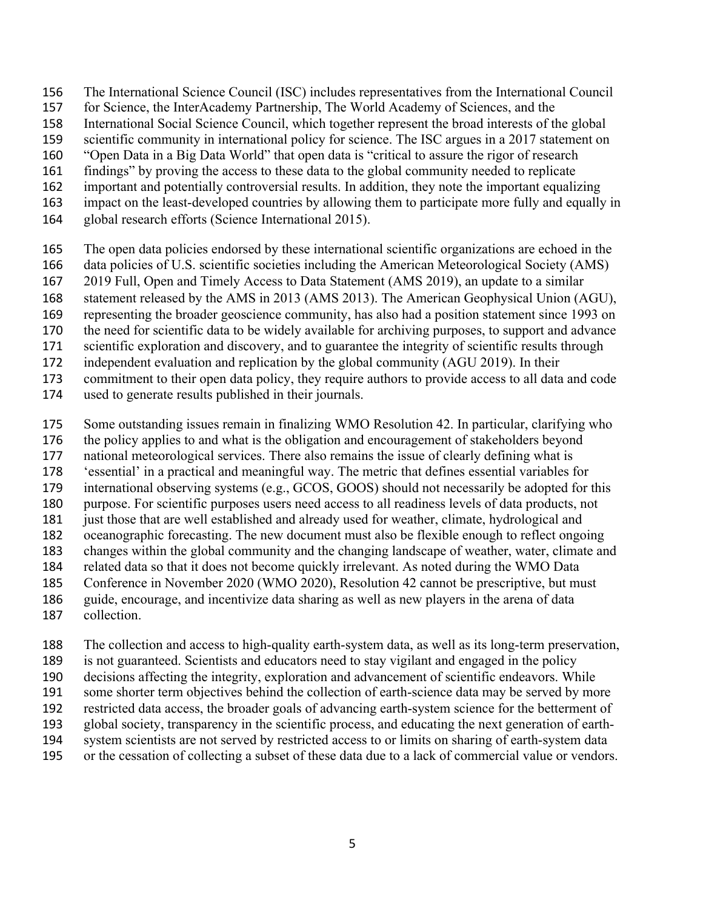The International Science Council (ISC) includes representatives from the International Council for Science, the InterAcademy Partnership, The World Academy of Sciences, and the International Social Science Council, which together represent the broad interests of the global scientific community in international policy for science. The ISC argues in a 2017 statement on "Open Data in a Big Data World" that open data is "critical to assure the rigor of research findings" by proving the access to these data to the global community needed to replicate important and potentially controversial results. In addition, they note the important equalizing impact on the least-developed countries by allowing them to participate more fully and equally in global research efforts (Science International 2015).

The open data policies endorsed by these international scientific organizations are echoed in the data policies of U.S. scientific societies including the American Meteorological Society (AMS) 2019 Full, Open and Timely Access to Data Statement (AMS 2019), an update to a similar statement released by the AMS in 2013 (AMS 2013). The American Geophysical Union (AGU), representing the broader geoscience community, has also had a position statement since 1993 on the need for scientific data to be widely available for archiving purposes, to support and advance scientific exploration and discovery, and to guarantee the integrity of scientific results through independent evaluation and replication by the global community (AGU 2019). In their commitment to their open data policy, they require authors to provide access to all data and code used to generate results published in their journals.

Some outstanding issues remain in finalizing WMO Resolution 42. In particular, clarifying who the policy applies to and what is the obligation and encouragement of stakeholders beyond national meteorological services. There also remains the issue of clearly defining what is 'essential' in a practical and meaningful way. The metric that defines essential variables for international observing systems (e.g., GCOS, GOOS) should not necessarily be adopted for this purpose. For scientific purposes users need access to all readiness levels of data products, not just those that are well established and already used for weather, climate, hydrological and oceanographic forecasting. The new document must also be flexible enough to reflect ongoing changes within the global community and the changing landscape of weather, water, climate and related data so that it does not become quickly irrelevant. As noted during the WMO Data Conference in November 2020 (WMO 2020), Resolution 42 cannot be prescriptive, but must guide, encourage, and incentivize data sharing as well as new players in the arena of data collection.

The collection and access to high-quality earth-system data, as well as its long-term preservation, is not guaranteed. Scientists and educators need to stay vigilant and engaged in the policy decisions affecting the integrity, exploration and advancement of scientific endeavors. While some shorter term objectives behind the collection of earth-science data may be served by more restricted data access, the broader goals of advancing earth-system science for the betterment of global society, transparency in the scientific process, and educating the next generation of earth-system scientists are not served by restricted access to or limits on sharing of earth-system data or the cessation of collecting a subset of these data due to a lack of commercial value or vendors.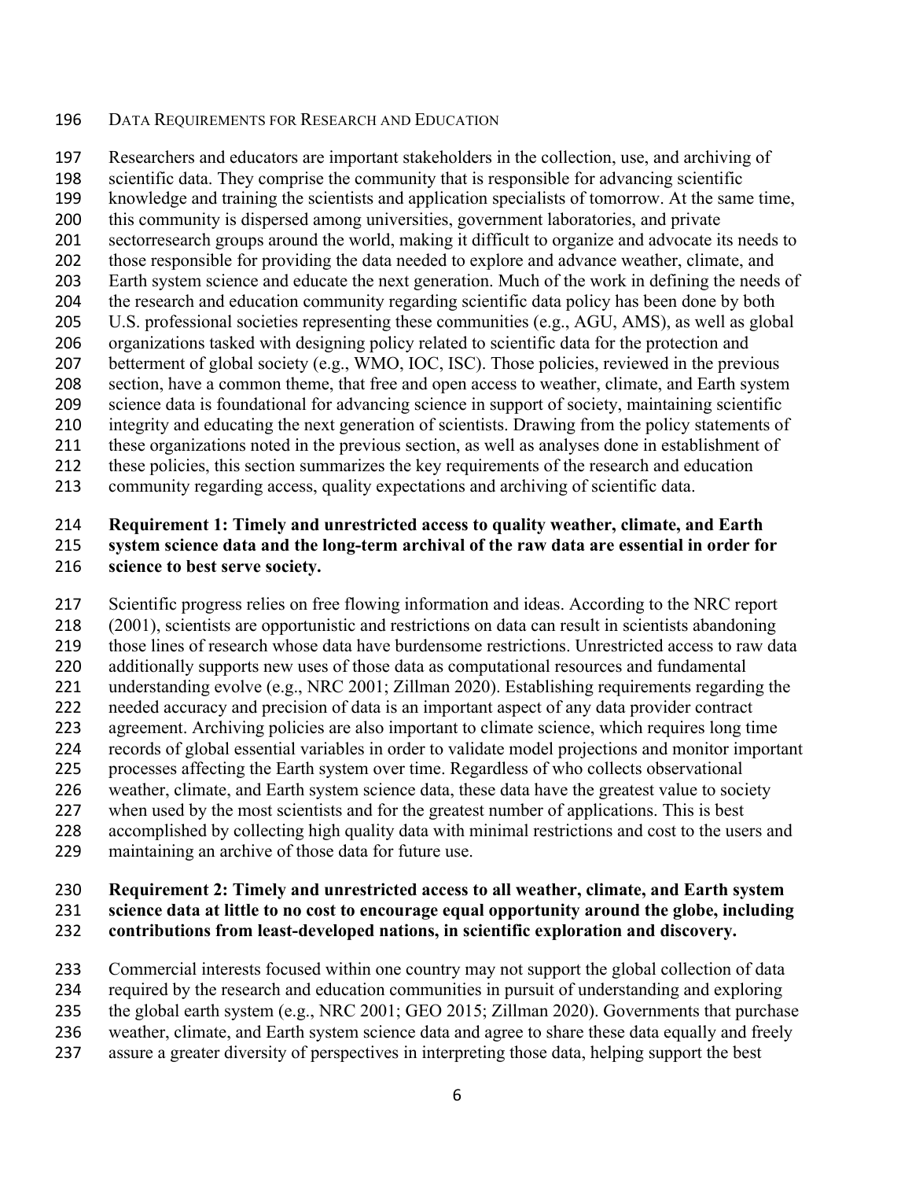## DATA REQUIREMENTS FOR RESEARCH AND EDUCATION

Researchers and educators are important stakeholders in the collection, use, and archiving of scientific data. They comprise the community that is responsible for advancing scientific knowledge and training the scientists and application specialists of tomorrow. At the same time, this community is dispersed among universities, government laboratories, and private sectorresearch groups around the world, making it difficult to organize and advocate its needs to those responsible for providing the data needed to explore and advance weather, climate, and Earth system science and educate the next generation. Much of the work in defining the needs of the research and education community regarding scientific data policy has been done by both U.S. professional societies representing these communities (e.g., AGU, AMS), as well as global organizations tasked with designing policy related to scientific data for the protection and betterment of global society (e.g., WMO, IOC, ISC). Those policies, reviewed in the previous section, have a common theme, that free and open access to weather, climate, and Earth system science data is foundational for advancing science in support of society, maintaining scientific integrity and educating the next generation of scientists. Drawing from the policy statements of these organizations noted in the previous section, as well as analyses done in establishment of these policies, this section summarizes the key requirements of the research and education community regarding access, quality expectations and archiving of scientific data.

**Requirement 1: Timely and unrestricted access to quality weather, climate, and Earth system science data and the long-term archival of the raw data are essential in order for science to best serve society.**

Scientific progress relies on free flowing information and ideas. According to the NRC report (2001), scientists are opportunistic and restrictions on data can result in scientists abandoning those lines of research whose data have burdensome restrictions. Unrestricted access to raw data additionally supports new uses of those data as computational resources and fundamental understanding evolve (e.g., NRC 2001; Zillman 2020). Establishing requirements regarding the needed accuracy and precision of data is an important aspect of any data provider contract agreement. Archiving policies are also important to climate science, which requires long time records of global essential variables in order to validate model projections and monitor important processes affecting the Earth system over time. Regardless of who collects observational weather, climate, and Earth system science data, these data have the greatest value to society when used by the most scientists and for the greatest number of applications. This is best accomplished by collecting high quality data with minimal restrictions and cost to the users and maintaining an archive of those data for future use.

**Requirement 2: Timely and unrestricted access to all weather, climate, and Earth system science data at little to no cost to encourage equal opportunity around the globe, including contributions from least-developed nations, in scientific exploration and discovery.**

Commercial interests focused within one country may not support the global collection of data required by the research and education communities in pursuit of understanding and exploring the global earth system (e.g., NRC 2001; GEO 2015; Zillman 2020). Governments that purchase weather, climate, and Earth system science data and agree to share these data equally and freely assure a greater diversity of perspectives in interpreting those data, helping support the best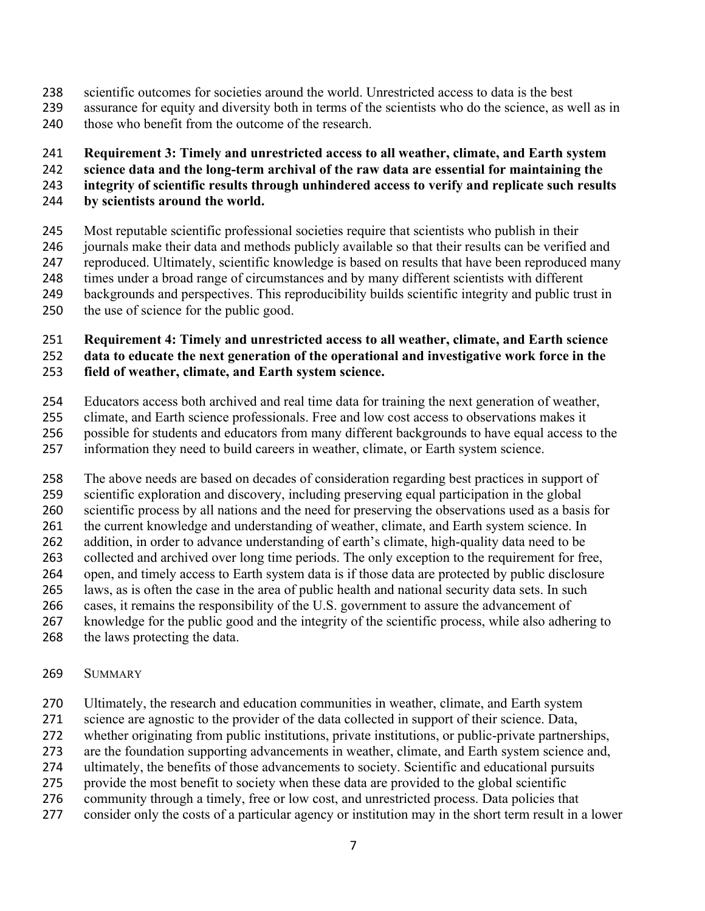scientific outcomes for societies around the world. Unrestricted access to data is the best assurance for equity and diversity both in terms of the scientists who do the science, as well as in those who benefit from the outcome of the research.

**Requirement 3: Timely and unrestricted access to all weather, climate, and Earth system science data and the long-term archival of the raw data are essential for maintaining the integrity of scientific results through unhindered access to verify and replicate such results by scientists around the world.**

Most reputable scientific professional societies require that scientists who publish in their journals make their data and methods publicly available so that their results can be verified and reproduced. Ultimately, scientific knowledge is based on results that have been reproduced many times under a broad range of circumstances and by many different scientists with different backgrounds and perspectives. This reproducibility builds scientific integrity and public trust in the use of science for the public good.

**Requirement 4: Timely and unrestricted access to all weather, climate, and Earth science data to educate the next generation of the operational and investigative work force in the field of weather, climate, and Earth system science.**

Educators access both archived and real time data for training the next generation of weather, climate, and Earth science professionals. Free and low cost access to observations makes it possible for students and educators from many different backgrounds to have equal access to the information they need to build careers in weather, climate, or Earth system science.

The above needs are based on decades of consideration regarding best practices in support of scientific exploration and discovery, including preserving equal participation in the global scientific process by all nations and the need for preserving the observations used as a basis for the current knowledge and understanding of weather, climate, and Earth system science. In addition, in order to advance understanding of earth's climate, high-quality data need to be collected and archived over long time periods. The only exception to the requirement for free, open, and timely access to Earth system data is if those data are protected by public disclosure laws, as is often the case in the area of public health and national security data sets. In such cases, it remains the responsibility of the U.S. government to assure the advancement of knowledge for the public good and the integrity of the scientific process, while also adhering to the laws protecting the data.

## SUMMARY

Ultimately, the research and education communities in weather, climate, and Earth system science are agnostic to the provider of the data collected in support of their science. Data, whether originating from public institutions, private institutions, or public-private partnerships, are the foundation supporting advancements in weather, climate, and Earth system science and, ultimately, the benefits of those advancements to society. Scientific and educational pursuits provide the most benefit to society when these data are provided to the global scientific community through a timely, free or low cost, and unrestricted process. Data policies that consider only the costs of a particular agency or institution may in the short term result in a lower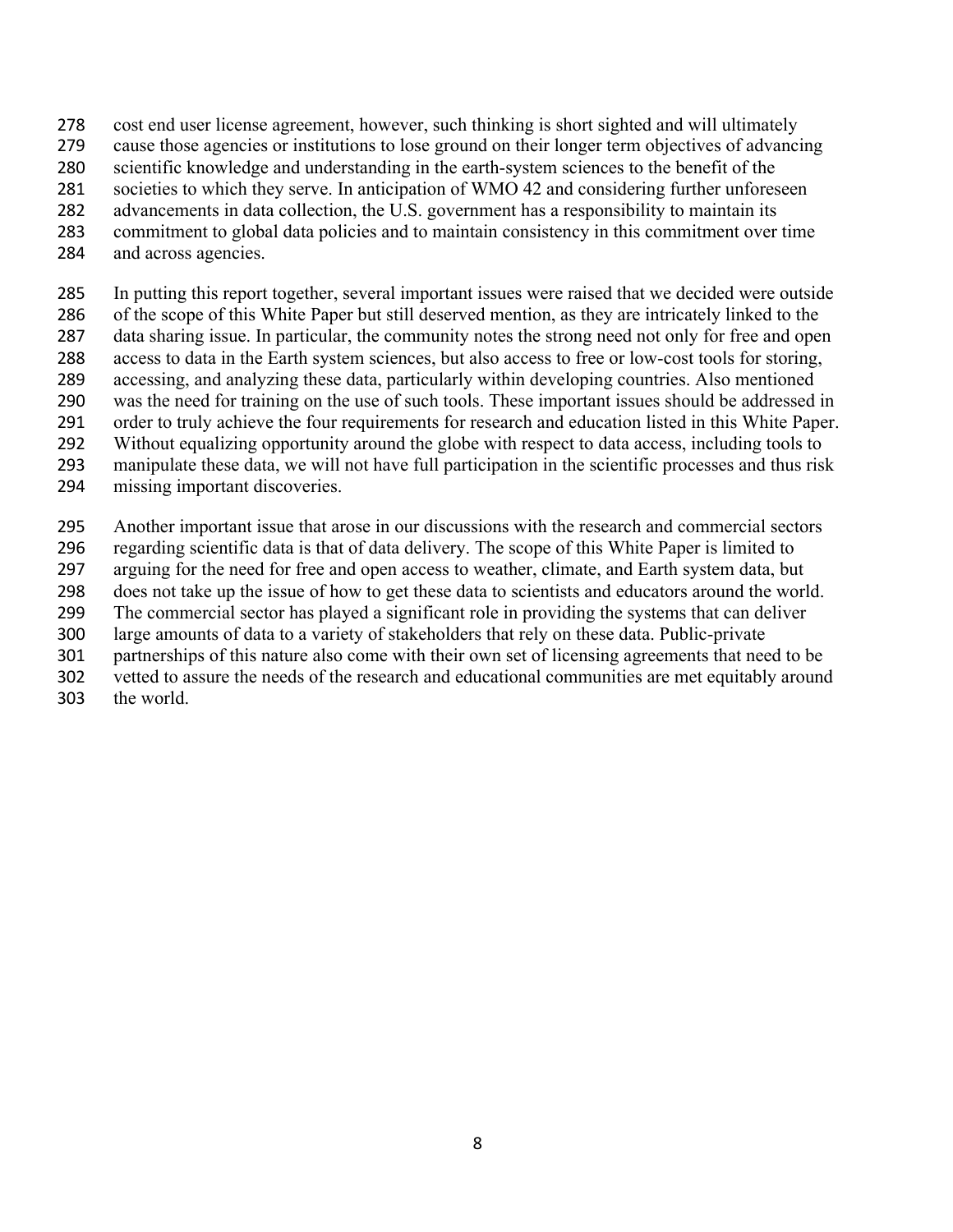cost end user license agreement, however, such thinking is short sighted and will ultimately cause those agencies or institutions to lose ground on their longer term objectives of advancing scientific knowledge and understanding in the earth-system sciences to the benefit of the societies to which they serve. In anticipation of WMO 42 and considering further unforeseen advancements in data collection, the U.S. government has a responsibility to maintain its commitment to global data policies and to maintain consistency in this commitment over time and across agencies.

In putting this report together, several important issues were raised that we decided were outside of the scope of this White Paper but still deserved mention, as they are intricately linked to the data sharing issue. In particular, the community notes the strong need not only for free and open access to data in the Earth system sciences, but also access to free or low-cost tools for storing, accessing, and analyzing these data, particularly within developing countries. Also mentioned was the need for training on the use of such tools. These important issues should be addressed in order to truly achieve the four requirements for research and education listed in this White Paper. Without equalizing opportunity around the globe with respect to data access, including tools to manipulate these data, we will not have full participation in the scientific processes and thus risk missing important discoveries.

Another important issue that arose in our discussions with the research and commercial sectors regarding scientific data is that of data delivery. The scope of this White Paper is limited to arguing for the need for free and open access to weather, climate, and Earth system data, but does not take up the issue of how to get these data to scientists and educators around the world. The commercial sector has played a significant role in providing the systems that can deliver large amounts of data to a variety of stakeholders that rely on these data. Public-private partnerships of this nature also come with their own set of licensing agreements that need to be vetted to assure the needs of the research and educational communities are met equitably around the world.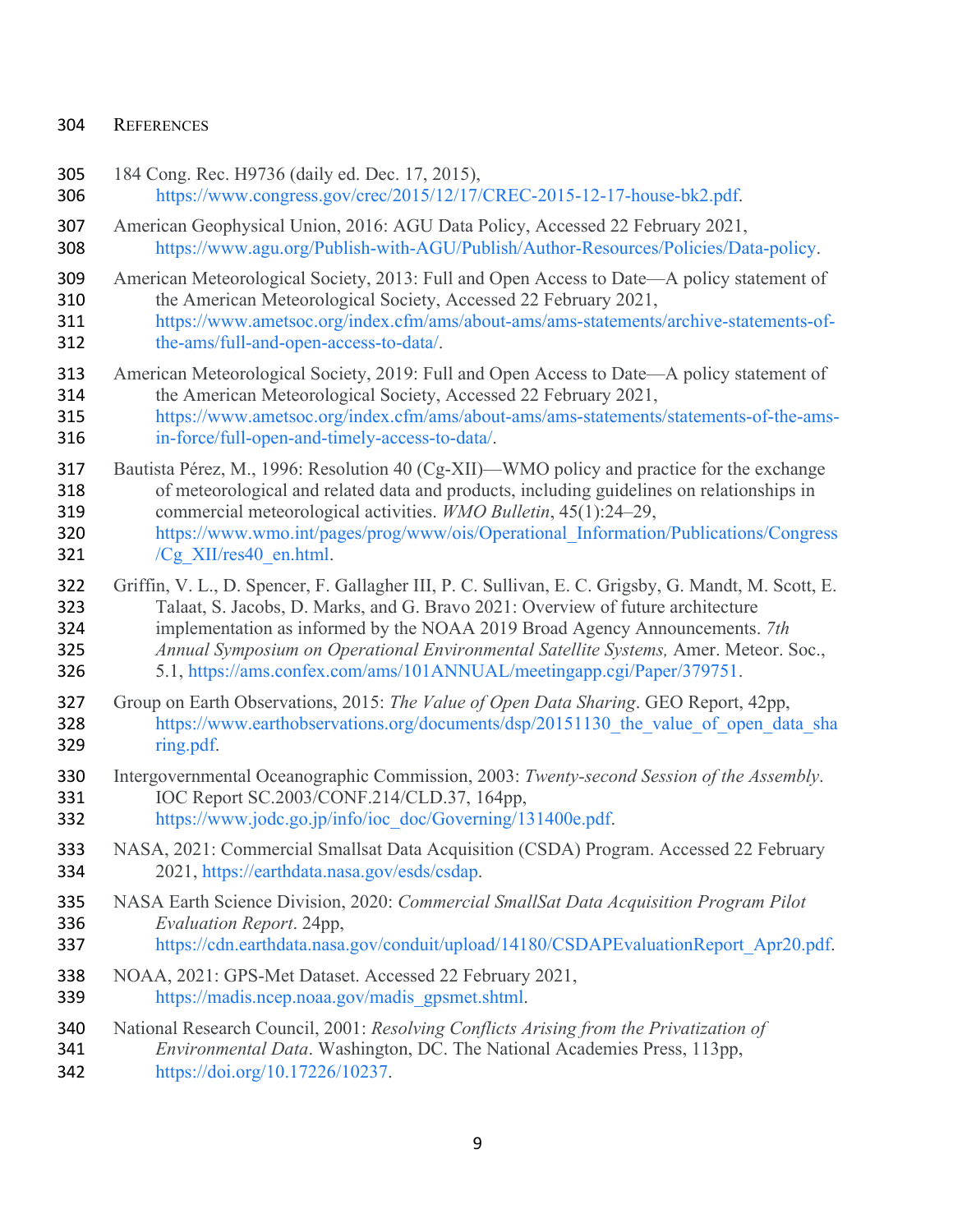## References

184 Cong. Rec. H9736 (daily ed. Dec. 17, 2015), https://www.congress.gov/crec/2015/12/17/CREC-2015-12-17-house-bk2.pdf.

American Geophysical Union, 2016: AGU Data Policy, Accessed 22 February 2021, https://www.agu.org/Publish-with-AGU/Publish/Author-Resources/Policies/Data-policy.

American Meteorological Society, 2013: Full and Open Access to Date—A policy statement of the American Meteorological Society, Accessed 22 February 2021, https://www.ametsoc.org/index.cfm/ams/about-ams/ams-statements/archive-statements-of-the-ams/full-and-open-access-to-data/.

American Meteorological Society, 2019: Full and Open Access to Date—A policy statement of the American Meteorological Society, Accessed 22 February 2021, https://www.ametsoc.org/index.cfm/ams/about-ams/ams-statements/statements-of-the-ams-in-force/full-open-and-timely-access-to-data/.

Bautista Pérez, M., 1996: Resolution 40 (Cg-XII)—WMO policy and practice for the exchange of meteorological and related data and products, including guidelines on relationships in commercial meteorological activities. *WMO Bulletin*, 45(1):24–29, https://www.wmo.int/pages/prog/www/ois/Operational_Information/Publications/Congress/Cg_XII/res40_en.html.

Griffin, V. L., D. Spencer, F. Gallagher III, P. C. Sullivan, E. C. Grigsby, G. Mandt, M. Scott, E. Talaat, S. Jacobs, D. Marks, and G. Bravo 2021: Overview of future architecture implementation as informed by the NOAA 2019 Broad Agency Announcements. *7th Annual Symposium on Operational Environmental Satellite Systems,* Amer. Meteor. Soc., 5.1, https://ams.confex.com/ams/101ANNUAL/meetingapp.cgi/Paper/379751.

Group on Earth Observations, 2015: *The Value of Open Data Sharing*. GEO Report, 42pp, https://www.earthobservations.org/documents/dsp/20151130_the_value_of_open_data_sharing.pdf.

Intergovernmental Oceanographic Commission, 2003: *Twenty-second Session of the Assembly*. IOC Report SC.2003/CONF.214/CLD.37, 164pp, https://www.jodc.go.jp/info/ioc_doc/Governing/131400e.pdf.

NASA, 2021: Commercial Smallsat Data Acquisition (CSDA) Program. Accessed 22 February 2021, https://earthdata.nasa.gov/esds/csdap.

NASA Earth Science Division, 2020: *Commercial SmallSat Data Acquisition Program Pilot Evaluation Report*. 24pp, https://cdn.earthdata.nasa.gov/conduit/upload/14180/CSDAPEvaluationReport_Apr20.pdf.

NOAA, 2021: GPS-Met Dataset. Accessed 22 February 2021, https://madis.ncep.noaa.gov/madis_gpsmet.shtml.

National Research Council, 2001: *Resolving Conflicts Arising from the Privatization of Environmental Data*. Washington, DC. The National Academies Press, 113pp, https://doi.org/10.17226/10237.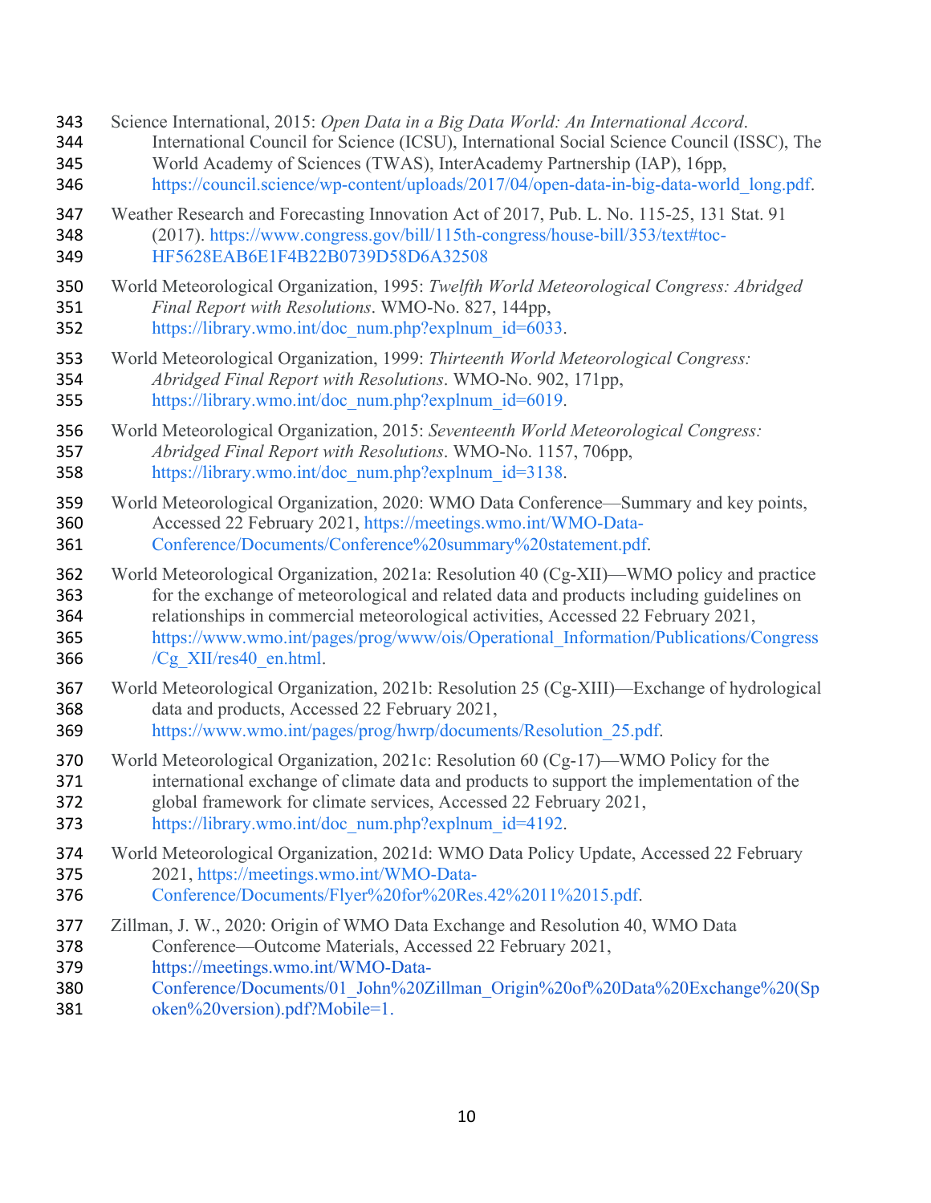Science International, 2015: *Open Data in a Big Data World: An International Accord*. International Council for Science (ICSU), International Social Science Council (ISSC), The World Academy of Sciences (TWAS), InterAcademy Partnership (IAP), 16pp, https://council.science/wp-content/uploads/2017/04/open-data-in-big-data-world_long.pdf.

Weather Research and Forecasting Innovation Act of 2017, Pub. L. No. 115-25, 131 Stat. 91 (2017). https://www.congress.gov/bill/115th-congress/house-bill/353/text#toc-HF5628EAB6E1F4B22B0739D58D6A32508

World Meteorological Organization, 1995: *Twelfth World Meteorological Congress: Abridged Final Report with Resolutions*. WMO-No. 827, 144pp, https://library.wmo.int/doc_num.php?explnum_id=6033.

World Meteorological Organization, 1999: *Thirteenth World Meteorological Congress: Abridged Final Report with Resolutions*. WMO-No. 902, 171pp, https://library.wmo.int/doc_num.php?explnum_id=6019.

World Meteorological Organization, 2015: *Seventeenth World Meteorological Congress: Abridged Final Report with Resolutions*. WMO-No. 1157, 706pp, https://library.wmo.int/doc_num.php?explnum_id=3138.

World Meteorological Organization, 2020: WMO Data Conference—Summary and key points, Accessed 22 February 2021, https://meetings.wmo.int/WMO-Data-Conference/Documents/Conference%20summary%20statement.pdf.

World Meteorological Organization, 2021a: Resolution 40 (Cg-XII)—WMO policy and practice for the exchange of meteorological and related data and products including guidelines on relationships in commercial meteorological activities, Accessed 22 February 2021, https://www.wmo.int/pages/prog/www/ois/Operational_Information/Publications/Congress/Cg_XII/res40_en.html.

World Meteorological Organization, 2021b: Resolution 25 (Cg-XIII)—Exchange of hydrological data and products, Accessed 22 February 2021, https://www.wmo.int/pages/prog/hwrp/documents/Resolution_25.pdf.

World Meteorological Organization, 2021c: Resolution 60 (Cg-17)—WMO Policy for the international exchange of climate data and products to support the implementation of the global framework for climate services, Accessed 22 February 2021, https://library.wmo.int/doc_num.php?explnum_id=4192.

World Meteorological Organization, 2021d: WMO Data Policy Update, Accessed 22 February 2021, https://meetings.wmo.int/WMO-Data-Conference/Documents/Flyer%20for%20Res.42%2011%2015.pdf.

Zillman, J. W., 2020: Origin of WMO Data Exchange and Resolution 40, WMO Data Conference—Outcome Materials, Accessed 22 February 2021, https://meetings.wmo.int/WMO-Data-Conference/Documents/01_John%20Zillman_Origin%20of%20Data%20Exchange%20(Spoken%20version).pdf?Mobile=1.